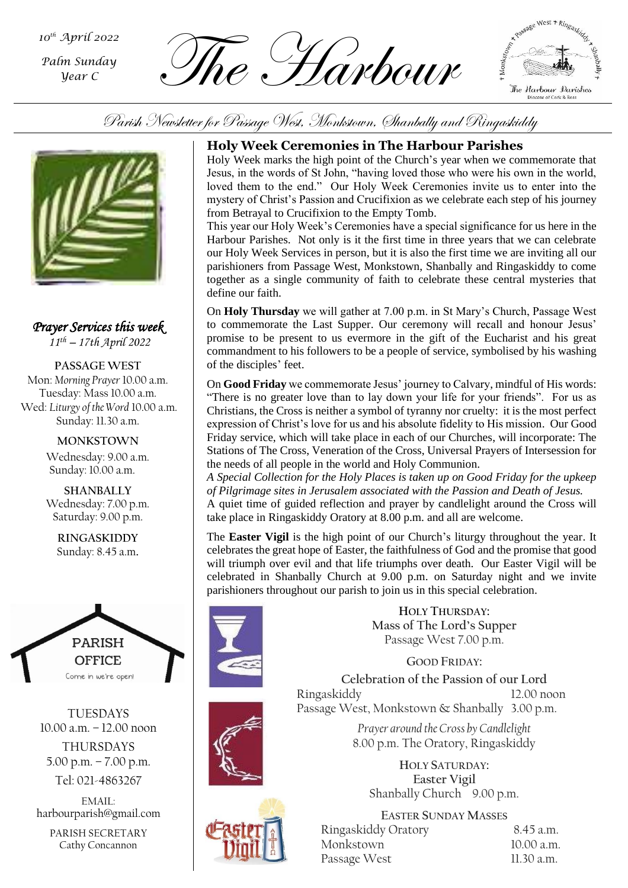10th April 2022

Palm Sunday
Year C

# The Harbour

Parish Newsletter for Passage West, Monkstown, Shanbally and Ringaskiddy

## Holy Week Ceremonies in The Harbour Parishes

Holy Week marks the high point of the Church's year when we commemorate that Jesus, in the words of St John, "having loved those who were his own in the world, loved them to the end." Our Holy Week Ceremonies invite us to enter into the mystery of Christ's Passion and Crucifixion as we celebrate each step of his journey from Betrayal to Crucifixion to the Empty Tomb.

This year our Holy Week's Ceremonies have a special significance for us here in the Harbour Parishes. Not only is it the first time in three years that we can celebrate our Holy Week Services in person, but it is also the first time we are inviting all our parishioners from Passage West, Monkstown, Shanbally and Ringaskiddy to come together as a single community of faith to celebrate these central mysteries that define our faith.

On **Holy Thursday** we will gather at 7.00 p.m. in St Mary's Church, Passage West to commemorate the Last Supper. Our ceremony will recall and honour Jesus' promise to be present to us evermore in the gift of the Eucharist and his great commandment to his followers to be a people of service, symbolised by his washing of the disciples' feet.

On **Good Friday** we commemorate Jesus' journey to Calvary, mindful of His words: "There is no greater love than to lay down your life for your friends". For us as Christians, the Cross is neither a symbol of tyranny nor cruelty: it is the most perfect expression of Christ's love for us and his absolute fidelity to His mission. Our Good Friday service, which will take place in each of our Churches, will incorporate: The Stations of The Cross, Veneration of the Cross, Universal Prayers of Intersession for the needs of all people in the world and Holy Communion.

*A Special Collection for the Holy Places is taken up on Good Friday for the upkeep of Pilgrimage sites in Jerusalem associated with the Passion and Death of Jesus.*

A quiet time of guided reflection and prayer by candlelight around the Cross will take place in Ringaskiddy Oratory at 8.00 p.m. and all are welcome.

The **Easter Vigil** is the high point of our Church's liturgy throughout the year. It celebrates the great hope of Easter, the faithfulness of God and the promise that good will triumph over evil and that life triumphs over death. Our Easter Vigil will be celebrated in Shanbally Church at 9.00 p.m. on Saturday night and we invite parishioners throughout our parish to join us in this special celebration.

**HOLY THURSDAY:**
Mass of The Lord's Supper
Passage West 7.00 p.m.

**GOOD FRIDAY:**
Celebration of the Passion of our Lord

| | |
|---|---|
| Ringaskiddy | 12.00 noon |
| Passage West, Monkstown & Shanbally | 3.00 p.m. |

*Prayer around the Cross by Candlelight*
8.00 p.m. The Oratory, Ringaskiddy

**HOLY SATURDAY:**
Easter Vigil
Shanbally Church 9.00 p.m.

**EASTER SUNDAY MASSES**

| | |
|---|---|
| Ringaskiddy Oratory | 8.45 a.m. |
| Monkstown | 10.00 a.m. |
| Passage West | 11.30 a.m. |

### *Prayer Services this week*

*11th – 17th April 2022*

**PASSAGE WEST**
Mon: *Morning Prayer* 10.00 a.m.
Tuesday: Mass 10.00 a.m.
Wed: *Liturgy of the Word* 10.00 a.m.
Sunday: 11.30 a.m.

**MONKSTOWN**
Wednesday: 9.00 a.m.
Sunday: 10.00 a.m.

**SHANBALLY**
Wednesday: 7.00 p.m.
Saturday: 9.00 p.m.

**RINGASKIDDY**
Sunday: 8.45 a.m.

### PARISH OFFICE

Come in we're open!

TUESDAYS
10.00 a.m. – 12.00 noon

THURSDAYS
5.00 p.m. – 7.00 p.m.

Tel: 021-4863267

EMAIL:
harbourparish@gmail.com

PARISH SECRETARY
Cathy Concannon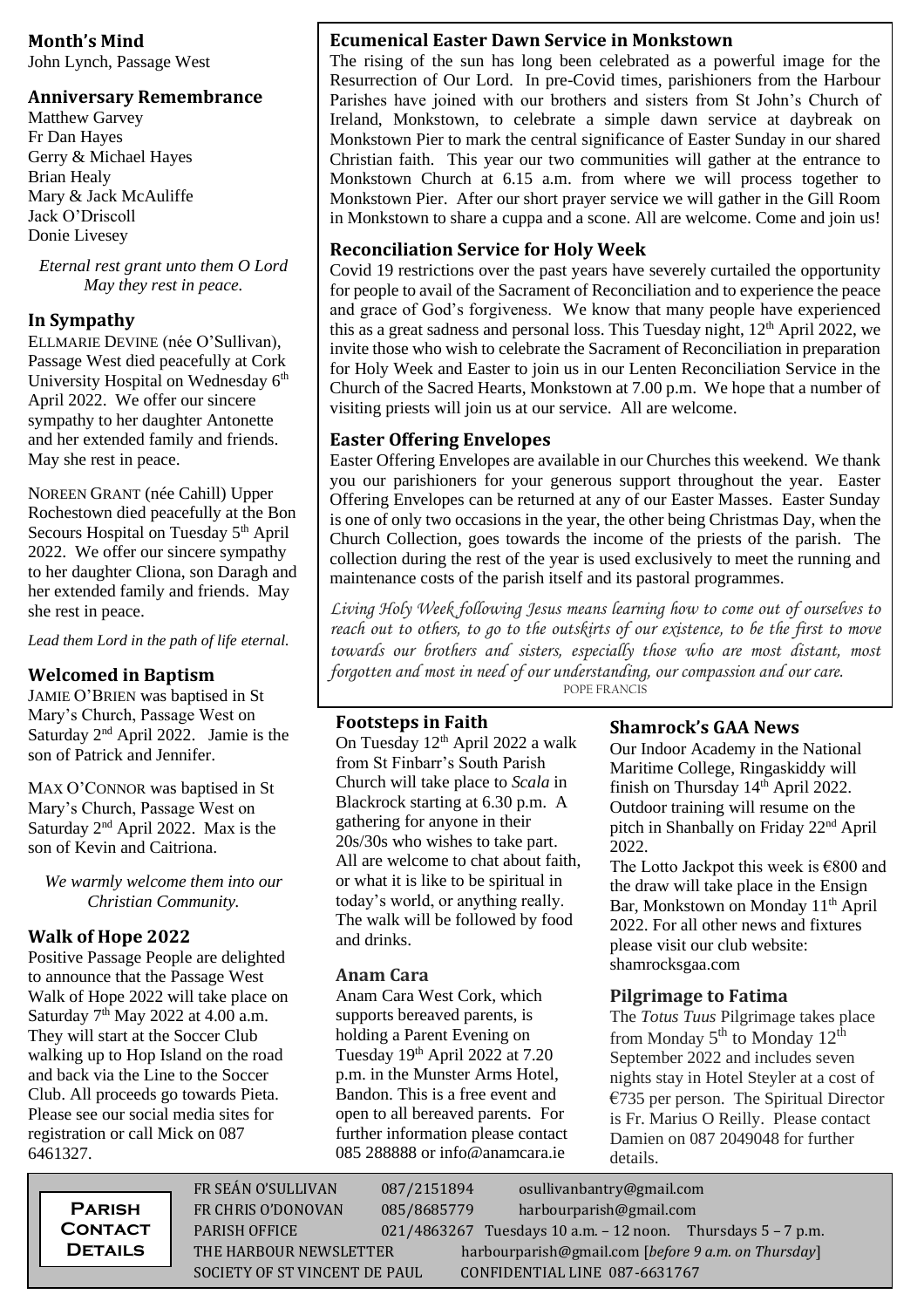## Month's Mind

John Lynch, Passage West

## Anniversary Remembrance

Matthew Garvey
Fr Dan Hayes
Gerry & Michael Hayes
Brian Healy
Mary & Jack McAuliffe
Jack O'Driscoll
Donie Livesey

*Eternal rest grant unto them O Lord May they rest in peace.*

## In Sympathy

ELLMARIE DEVINE (née O'Sullivan), Passage West died peacefully at Cork University Hospital on Wednesday 6th April 2022. We offer our sincere sympathy to her daughter Antonette and her extended family and friends. May she rest in peace.

NOREEN GRANT (née Cahill) Upper Rochestown died peacefully at the Bon Secours Hospital on Tuesday 5th April 2022. We offer our sincere sympathy to her daughter Cliona, son Daragh and her extended family and friends. May she rest in peace.

*Lead them Lord in the path of life eternal.*

## Welcomed in Baptism

JAMIE O'BRIEN was baptised in St Mary's Church, Passage West on Saturday 2nd April 2022. Jamie is the son of Patrick and Jennifer.

MAX O'CONNOR was baptised in St Mary's Church, Passage West on Saturday 2nd April 2022. Max is the son of Kevin and Caitriona.

*We warmly welcome them into our Christian Community.*

## Walk of Hope 2022

Positive Passage People are delighted to announce that the Passage West Walk of Hope 2022 will take place on Saturday 7th May 2022 at 4.00 a.m. They will start at the Soccer Club walking up to Hop Island on the road and back via the Line to the Soccer Club. All proceeds go towards Pieta. Please see our social media sites for registration or call Mick on 087 6461327.

## Ecumenical Easter Dawn Service in Monkstown

The rising of the sun has long been celebrated as a powerful image for the Resurrection of Our Lord. In pre-Covid times, parishioners from the Harbour Parishes have joined with our brothers and sisters from St John's Church of Ireland, Monkstown, to celebrate a simple dawn service at daybreak on Monkstown Pier to mark the central significance of Easter Sunday in our shared Christian faith. This year our two communities will gather at the entrance to Monkstown Church at 6.15 a.m. from where we will process together to Monkstown Pier. After our short prayer service we will gather in the Gill Room in Monkstown to share a cuppa and a scone. All are welcome. Come and join us!

## Reconciliation Service for Holy Week

Covid 19 restrictions over the past years have severely curtailed the opportunity for people to avail of the Sacrament of Reconciliation and to experience the peace and grace of God's forgiveness. We know that many people have experienced this as a great sadness and personal loss. This Tuesday night, 12th April 2022, we invite those who wish to celebrate the Sacrament of Reconciliation in preparation for Holy Week and Easter to join us in our Lenten Reconciliation Service in the Church of the Sacred Hearts, Monkstown at 7.00 p.m. We hope that a number of visiting priests will join us at our service. All are welcome.

## Easter Offering Envelopes

Easter Offering Envelopes are available in our Churches this weekend. We thank you our parishioners for your generous support throughout the year. Easter Offering Envelopes can be returned at any of our Easter Masses. Easter Sunday is one of only two occasions in the year, the other being Christmas Day, when the Church Collection, goes towards the income of the priests of the parish. The collection during the rest of the year is used exclusively to meet the running and maintenance costs of the parish itself and its pastoral programmes.

*Living Holy Week following Jesus means learning how to come out of ourselves to reach out to others, to go to the outskirts of our existence, to be the first to move towards our brothers and sisters, especially those who are most distant, most forgotten and most in need of our understanding, our compassion and our care.*

POPE FRANCIS

## Footsteps in Faith

On Tuesday 12th April 2022 a walk from St Finbarr's South Parish Church will take place to *Scala* in Blackrock starting at 6.30 p.m. A gathering for anyone in their 20s/30s who wishes to take part. All are welcome to chat about faith, or what it is like to be spiritual in today's world, or anything really. The walk will be followed by food and drinks.

## Anam Cara

Anam Cara West Cork, which supports bereaved parents, is holding a Parent Evening on Tuesday 19th April 2022 at 7.20 p.m. in the Munster Arms Hotel, Bandon. This is a free event and open to all bereaved parents. For further information please contact 085 288888 or info@anamcara.ie

## Shamrock's GAA News

Our Indoor Academy in the National Maritime College, Ringaskiddy will finish on Thursday 14th April 2022. Outdoor training will resume on the pitch in Shanbally on Friday 22nd April 2022.

The Lotto Jackpot this week is €800 and the draw will take place in the Ensign Bar, Monkstown on Monday 11th April 2022. For all other news and fixtures please visit our club website: shamrocksgaa.com

## Pilgrimage to Fatima

The *Totus Tuus* Pilgrimage takes place from Monday 5th to Monday 12th September 2022 and includes seven nights stay in Hotel Steyler at a cost of €735 per person. The Spiritual Director is Fr. Marius O Reilly. Please contact Damien on 087 2049048 for further details.

**PARISH CONTACT DETAILS**

| | | |
|---|---|---|
| FR SEÁN O'SULLIVAN | 087/2151894 | osullivanbantry@gmail.com |
| FR CHRIS O'DONOVAN | 085/8685779 | harbourparish@gmail.com |
| PARISH OFFICE | 021/4863267 | Tuesdays 10 a.m. – 12 noon. Thursdays 5 – 7 p.m. |
| THE HARBOUR NEWSLETTER | | harbourparish@gmail.com [*before 9 a.m. on Thursday*] |
| SOCIETY OF ST VINCENT DE PAUL | | CONFIDENTIAL LINE 087-6631767 |